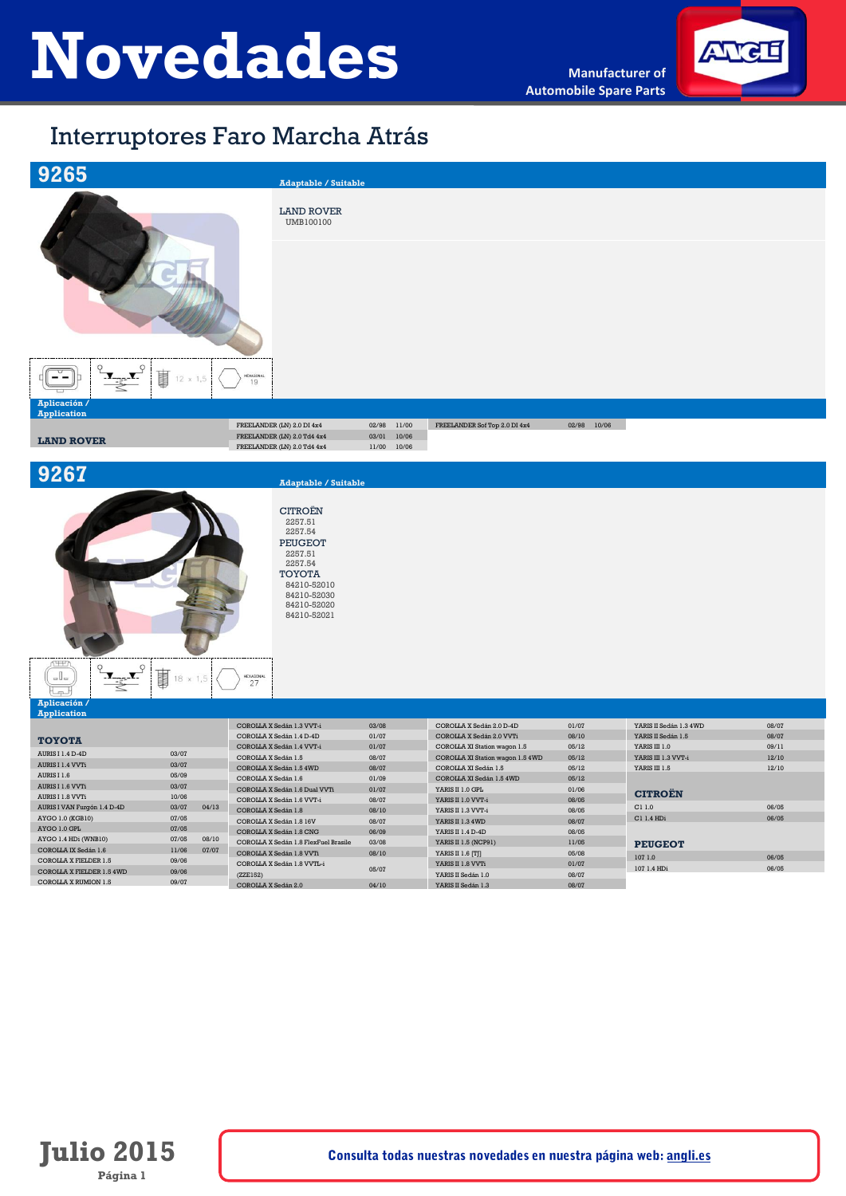# Novedades

Manufacturer of Automobile Spare Parts

## Interruptores Faro Marcha Atrás

### 9265

12 x 1,5 — HEXAGONAL 19

**Adaptable / Suitable**

LAND ROVER
UMB100100

**Aplicación / Application**

**LAND ROVER**

| Modelo | Desde | Hasta |
|---|---|---|
| FREELANDER (LN) 2.0 DI 4x4 | 02/98 | 11/00 |
| FREELANDER (LN) 2.0 Td4 4x4 | 03/01 | 10/06 |
| FREELANDER (LN) 2.0 Td4 4x4 | 11/00 | 10/06 |
| FREELANDER Sof Top 2.0 DI 4x4 | 02/98 | 10/06 |

### 9267

18 x 1,5 — HEXAGONAL 27

**Adaptable / Suitable**

CITROËN
2257.51
2257.54

PEUGEOT
2257.51
2257.54

TOYOTA
84210-52010
84210-52030
84210-52020
84210-52021

**Aplicación / Application**

**TOYOTA**

| Modelo | Desde | Hasta |
|---|---|---|
| AURIS I 1.4 D-4D | 03/07 | |
| AURIS I 1.4 VVTi | 03/07 | |
| AURIS I 1.6 | 05/09 | |
| AURIS I 1.6 VVTi | 03/07 | |
| AURIS I 1.8 VVTi | 10/06 | |
| AURIS I VAN Furgón 1.4 D-4D | 03/07 | 04/13 |
| AYGO 1.0 (KGB10) | 07/05 | |
| AYGO 1.0 GPL | 07/05 | |
| AYGO 1.4 HDi (WNB10) | 07/05 | 08/10 |
| COROLLA IX Sedán 1.6 | 11/06 | 07/07 |
| COROLLA X FIELDER 1.5 | 09/06 | |
| COROLLA X FIELDER 1.5 4WD | 09/06 | |
| COROLLA X RUMION 1.5 | 09/07 | |
| COROLLA X Sedán 1.3 VVT-i | 03/08 | |
| COROLLA X Sedán 1.4 D-4D | 01/07 | |
| COROLLA X Sedán 1.4 VVT-i | 01/07 | |
| COROLLA X Sedán 1.5 | 08/07 | |
| COROLLA X Sedán 1.5 4WD | 08/07 | |
| COROLLA X Sedán 1.6 | 01/09 | |
| COROLLA X Sedán 1.6 Dual VVTi | 01/07 | |
| COROLLA X Sedán 1.6 VVT-i | 08/07 | |
| COROLLA X Sedán 1.8 | 08/10 | |
| COROLLA X Sedán 1.8 16V | 08/07 | |
| COROLLA X Sedán 1.8 CNG | 06/09 | |
| COROLLA X Sedán 1.8 FlexFuel Brasile | 03/08 | |
| COROLLA X Sedán 1.8 VVTi | 08/10 | |
| COROLLA X Sedán 1.8 VVTL-i (ZZE152) | 05/07 | |
| COROLLA X Sedán 2.0 | 04/10 | |
| COROLLA X Sedán 2.0 D-4D | 01/07 | |
| COROLLA X Sedán 2.0 VVTi | 08/10 | |
| COROLLA XI Station wagon 1.5 | 05/12 | |
| COROLLA XI Station wagon 1.5 4WD | 05/12 | |
| COROLLA XI Sedán 1.5 | 05/12 | |
| COROLLA XI Sedán 1.5 4WD | 05/12 | |
| YARIS II 1.0 GPL | 01/06 | |
| YARIS II 1.0 VVT-i | 08/05 | |
| YARIS II 1.3 VVT-i | 08/05 | |
| YARIS II 1.3 4WD | 08/07 | |
| YARIS II 1.4 D-4D | 08/05 | |
| YARIS II 1.5 (NCP91) | 11/05 | |
| YARIS II 1.6 [TJ] | 05/08 | |
| YARIS II 1.8 VVTi | 01/07 | |
| YARIS II Sedán 1.0 | 08/07 | |
| YARIS II Sedán 1.3 | 08/07 | |
| YARIS II Sedán 1.3 4WD | 08/07 | |
| YARIS II Sedán 1.5 | 08/07 | |
| YARIS III 1.0 | 09/11 | |
| YARIS III 1.3 VVT-i | 12/10 | |
| YARIS III 1.5 | 12/10 | |

**CITROËN**

| Modelo | Desde | Hasta |
|---|---|---|
| C1 1.0 | 06/05 | |
| C1 1.4 HDi | 06/05 | |

**PEUGEOT**

| Modelo | Desde | Hasta |
|---|---|---|
| 107 1.0 | 06/05 | |
| 107 1.4 HDi | 06/05 | |

**Julio 2015**

Consulta todas nuestras novedades en nuestra página web: angli.es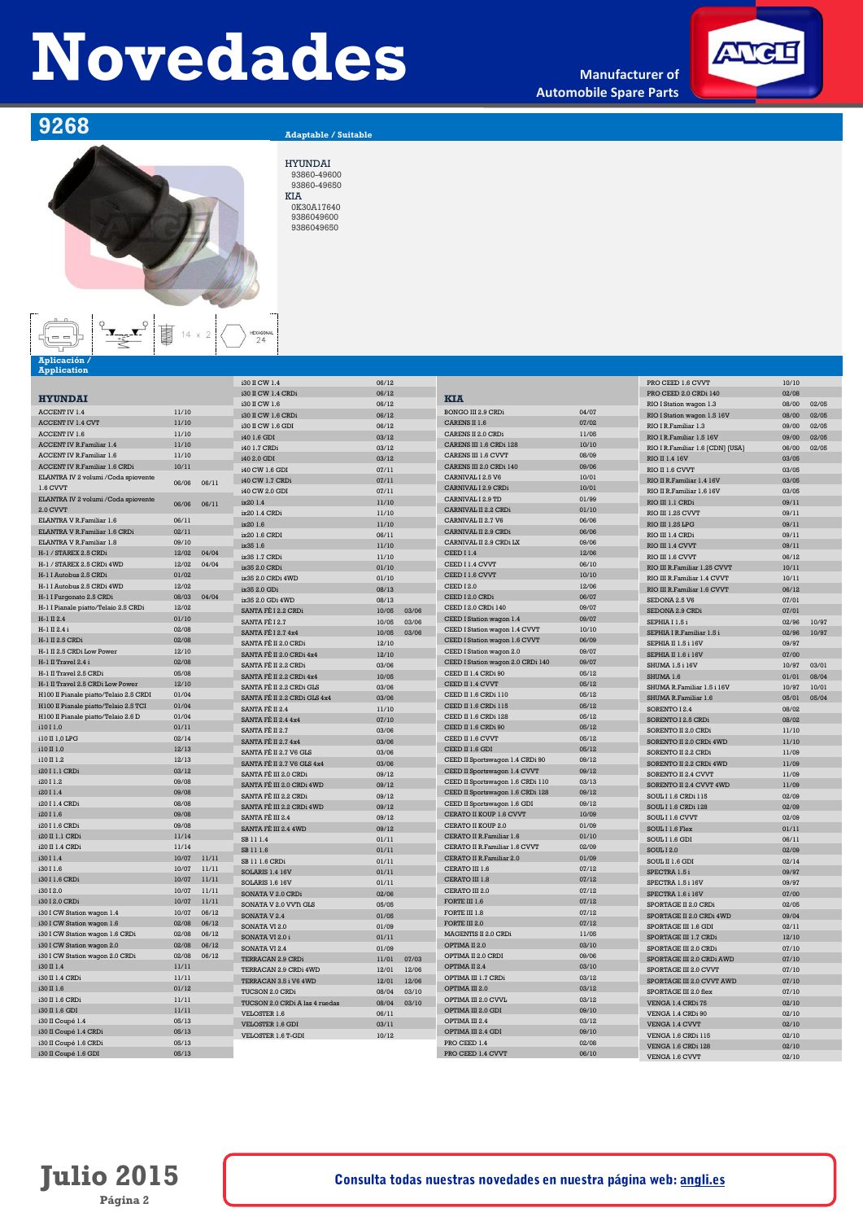# Novedades

Manufacturer of Automobile Spare Parts

## 9268

**Adaptable / Suitable**

HYUNDAI
- 93860-49600
- 93860-49650

KIA
- 0K30A17640
- 9386049600
- 9386049650

14 x 2 — HEXAGONAL 24

**Aplicación / Application**

### HYUNDAI

| Model | From | To |
|---|---|---|
| ACCENT IV 1.4 | 11/10 | |
| ACCENT IV 1.4 CVT | 11/10 | |
| ACCENT IV 1.6 | 11/10 | |
| ACCENT IV R.Familiar 1.4 | 11/10 | |
| ACCENT IV R.Familiar 1.6 | 11/10 | |
| ACCENT IV R.Familiar 1.6 CRDi | 10/11 | |
| ELANTRA IV 2 volumi /Coda spiovente 1.6 CVVT | 06/06 | 06/11 |
| ELANTRA IV 2 volumi /Coda spiovente 2.0 CVVT | 06/06 | 06/11 |
| ELANTRA V R.Familiar 1.6 | 06/11 | |
| ELANTRA V R.Familiar 1.6 CRDi | 02/11 | |
| ELANTRA V R.Familiar 1.8 | 09/10 | |
| H-1 / STAREX 2.5 CRDi | 12/02 | 04/04 |
| H-1 / STAREX 2.5 CRDi 4WD | 12/02 | 04/04 |
| H-1 I Autobus 2.5 CRDi | 01/02 | |
| H-1 I Autobus 2.5 CRDi 4WD | 12/02 | |
| H-1 I Furgonato 2.5 CRDi | 08/03 | 04/04 |
| H-1 I Pianale piatto/Telaio 2.5 CRDi | 12/02 | |
| H-1 II 2.4 | 01/10 | |
| H-1 II 2.4 i | 02/08 | |
| H-1 II 2.5 CRDi | 02/08 | |
| H-1 II 2.5 CRDi Low Power | 12/10 | |
| H-1 II Travel 2.4 i | 02/08 | |
| H-1 II Travel 2.5 CRDi | 05/08 | |
| H-1 II Travel 2.5 CRDi Low Power | 12/10 | |
| H100 II Pianale piatto/Telaio 2.5 CRDI | 01/04 | |
| H100 II Pianale piatto/Telaio 2.5 TCI | 01/04 | |
| H100 II Pianale piatto/Telaio 2.6 D | 01/04 | |
| i10 I 1.0 | 01/11 | |
| i10 II 1,0 LPG | 02/14 | |
| i10 II 1.0 | 12/13 | |
| i10 II 1.2 | 12/13 | |
| i20 I 1.1 CRDi | 03/12 | |
| i20 I 1.2 | 09/08 | |
| i20 I 1.4 | 09/08 | |
| i20 I 1.4 CRDi | 08/08 | |
| i20 I 1.6 | 09/08 | |
| i20 I 1.6 CRDi | 09/08 | |
| i20 II 1.1 CRDi | 11/14 | |
| i20 II 1.4 CRDi | 11/14 | |
| i30 I 1.4 | 10/07 | 11/11 |
| i30 I 1.6 | 10/07 | 11/11 |
| i30 I 1.6 CRDi | 10/07 | 11/11 |
| i30 I 2.0 | 10/07 | 11/11 |
| i30 I 2.0 CRDi | 10/07 | 11/11 |
| i30 I CW Station wagon 1.4 | 10/07 | 06/12 |
| i30 I CW Station wagon 1.6 | 02/08 | 06/12 |
| i30 I CW Station wagon 1.6 CRDi | 02/08 | 06/12 |
| i30 I CW Station wagon 2.0 | 02/08 | 06/12 |
| i30 I CW Station wagon 2.0 CRDi | 02/08 | 06/12 |
| i30 II 1.4 | 11/11 | |
| i30 II 1.4 CRDi | 11/11 | |
| i30 II 1.6 | 01/12 | |
| i30 II 1.6 CRDi | 11/11 | |
| i30 II 1.6 GDI | 11/11 | |
| i30 II Coupé 1.4 | 05/13 | |
| i30 II Coupé 1.4 CRDi | 05/13 | |
| i30 II Coupé 1.6 CRDi | 05/13 | |
| i30 II Coupé 1.6 GDI | 05/13 | |
| i30 II CW 1.4 | 06/12 | |
| i30 II CW 1.4 CRDi | 06/12 | |
| i30 II CW 1.6 | 06/12 | |
| i30 II CW 1.6 CRDi | 06/12 | |
| i30 II CW 1.6 GDI | 06/12 | |
| i40 1.6 GDI | 03/12 | |
| i40 1.7 CRDi | 03/12 | |
| i40 2.0 GDI | 03/12 | |
| i40 CW 1.6 GDI | 07/11 | |
| i40 CW 1.7 CRDi | 07/11 | |
| i40 CW 2.0 GDI | 07/11 | |
| ix20 1.4 | 11/10 | |
| ix20 1.4 CRDi | 11/10 | |
| ix20 1.6 | 11/10 | |
| ix20 1.6 CRDI | 06/11 | |
| ix35 1.6 | 11/10 | |
| ix35 1.7 CRDi | 11/10 | |
| ix35 2.0 CRDi | 01/10 | |
| ix35 2.0 CRDi 4WD | 01/10 | |
| ix35 2.0 GDi | 08/13 | |
| ix35 2.0 GDi 4WD | 08/13 | |
| SANTA FÉ I 2.2 CRDi | 10/05 | 03/06 |
| SANTA FÉ I 2.7 | 10/05 | 03/06 |
| SANTA FÉ I 2.7 4x4 | 10/05 | 03/06 |
| SANTA FÉ II 2.0 CRDi | 12/10 | |
| SANTA FÉ II 2.0 CRDi 4x4 | 12/10 | |
| SANTA FÉ II 2.2 CRDi | 03/06 | |
| SANTA FÉ II 2.2 CRDi 4x4 | 10/05 | |
| SANTA FÉ II 2.2 CRDi GLS | 03/06 | |
| SANTA FÉ II 2.2 CRDi GLS 4x4 | 03/06 | |
| SANTA FÉ II 2.4 | 11/10 | |
| SANTA FÉ II 2.4 4x4 | 07/10 | |
| SANTA FÉ II 2.7 | 03/06 | |
| SANTA FÉ II 2.7 4x4 | 03/06 | |
| SANTA FÉ II 2.7 V6 GLS | 03/06 | |
| SANTA FÉ II 2.7 V6 GLS 4x4 | 03/06 | |
| SANTA FÉ III 2.0 CRDi | 09/12 | |
| SANTA FÉ III 2.0 CRDi 4WD | 09/12 | |
| SANTA FÉ III 2.2 CRDi | 09/12 | |
| SANTA FÉ III 2.2 CRDi 4WD | 09/12 | |
| SANTA FÉ III 2.4 | 09/12 | |
| SANTA FÉ III 2.4 4WD | 09/12 | |
| SB 11 1.4 | 01/11 | |
| SB 11 1.6 | 01/11 | |
| SB 11 1.6 CRDi | 01/11 | |
| SOLARIS 1.4 16V | 01/11 | |
| SOLARIS 1.6 16V | 01/11 | |
| SONATA V 2.0 CRDi | 02/06 | |
| SONATA V 2.0 VVTi GLS | 05/05 | |
| SONATA V 2.4 | 01/05 | |
| SONATA VI 2.0 | 01/09 | |
| SONATA VI 2.0 i | 01/09 | |
| SONATA VI 2.4 | 01/09 | |
| TERRACAN 2.9 CRDi | 11/01 | 07/03 |
| TERRACAN 2.9 CRDi 4WD | 12/01 | 12/06 |
| TERRACAN 3.5 i V6 4WD | 12/01 | 12/06 |
| TUCSON 2.0 CRDi | 08/04 | 03/10 |
| TUCSON 2.0 CRDi A las 4 ruedas | 08/04 | 03/10 |
| VELOSTER 1.6 | 06/11 | |
| VELOSTER 1.6 GDI | 03/11 | |
| VELOSTER 1.6 T-GDI | 10/12 | |

### KIA

| Model | From | To |
|---|---|---|
| BONGO III 2.9 CRDi | 04/07 | |
| CARENS II 1.6 | 07/02 | |
| CARENS II 2.0 CRDi | 11/05 | |
| CARENS III 1.6 CRDi 128 | 10/10 | |
| CARENS III 1.6 CVVT | 08/09 | |
| CARENS III 2.0 CRDi 140 | 09/06 | |
| CARNIVAL I 2.5 V6 | 10/01 | |
| CARNIVAL I 2.9 CRDi | 10/01 | |
| CARNIVAL I 2.9 TD | 01/99 | |
| CARNIVAL II 2.2 CRDi | 01/10 | |
| CARNIVAL II 2.7 V6 | 06/06 | |
| CARNIVAL II 2.9 CRDi | 06/06 | |
| CARNIVAL II 2.9 CRDi LX | 09/06 | |
| CEED I 1.4 | 12/06 | |
| CEED I 1.4 CVVT | 06/10 | |
| CEED I 1.6 CVVT | 10/10 | |
| CEED I 2.0 | 12/06 | |
| CEED I 2.0 CRDi | 06/07 | |
| CEED I 2.0 CRDi 140 | 09/07 | |
| CEED I Station wagon 1.4 | 09/07 | |
| CEED I Station wagon 1.4 CVVT | 10/10 | |
| CEED I Station wagon 1.6 CVVT | 06/09 | |
| CEED I Station wagon 2.0 | 09/07 | |
| CEED I Station wagon 2.0 CRDi 140 | 09/07 | |
| CEED II 1.4 CRDi 90 | 05/12 | |
| CEED II 1.4 CVVT | 05/12 | |
| CEED II 1.6 CRDi 110 | 05/12 | |
| CEED II 1.6 CRDi 115 | 05/12 | |
| CEED II 1.6 CRDi 128 | 05/12 | |
| CEED II 1.6 CRDi 90 | 05/12 | |
| CEED II 1.6 CVVT | 05/12 | |
| CEED II 1.6 GDI | 05/12 | |
| CEED II Sportswagon 1.4 CRDi 90 | 09/12 | |
| CEED II Sportswagon 1.4 CVVT | 09/12 | |
| CEED II Sportswagon 1.6 CRDi 110 | 03/13 | |
| CEED II Sportswagon 1.6 CRDi 128 | 09/12 | |
| CEED II Sportswagon 1.6 GDI | 09/12 | |
| CERATO II KOUP 1.6 CVVT | 10/09 | |
| CERATO II KOUP 2.0 | 01/09 | |
| CERATO II R.Familiar 1.6 | 01/10 | |
| CERATO II R.Familiar 1.6 CVVT | 02/09 | |
| CERATO II R.Familiar 2.0 | 01/09 | |
| CERATO III 1.6 | 07/12 | |
| CERATO III 1.8 | 07/12 | |
| CERATO III 2.0 | 07/12 | |
| FORTE III 1.6 | 07/12 | |
| FORTE III 1.8 | 07/12 | |
| FORTE III 2.0 | 07/12 | |
| MAGENTIS II 2.0 CRDi | 11/05 | |
| OPTIMA II 2.0 | 03/10 | |
| OPTIMA II 2.0 CRDI | 09/06 | |
| OPTIMA II 2.4 | 03/10 | |
| OPTIMA III 1.7 CRDi | 03/12 | |
| OPTIMA III 2.0 | 03/12 | |
| OPTIMA III 2.0 CVVL | 03/12 | |
| OPTIMA III 2.0 GDI | 09/10 | |
| OPTIMA III 2.4 | 03/12 | |
| OPTIMA III 2.4 GDI | 09/10 | |
| PRO CEED 1.4 | 02/08 | |
| PRO CEED 1.4 CVVT | 06/10 | |
| PRO CEED 1.6 CVVT | 10/10 | |
| PRO CEED 2.0 CRDi 140 | 02/08 | |
| RIO I Station wagon 1.3 | 08/00 | 02/05 |
| RIO I Station wagon 1.5 16V | 08/00 | 02/05 |
| RIO I R.Familiar 1.3 | 09/00 | 02/05 |
| RIO I R.Familiar 1.5 16V | 09/00 | 02/05 |
| RIO I R.Familiar 1.6 [CDN] [USA] | 06/00 | 02/05 |
| RIO II 1.4 16V | 03/05 | |
| RIO II 1.6 CVVT | 03/05 | |
| RIO II R.Familiar 1.4 16V | 03/05 | |
| RIO II R.Familiar 1.6 16V | 03/05 | |
| RIO III 1.1 CRDi | 09/11 | |
| RIO III 1.25 CVVT | 09/11 | |
| RIO III 1.25 LPG | 09/11 | |
| RIO III 1.4 CRDi | 09/11 | |
| RIO III 1.4 CVVT | 09/11 | |
| RIO III 1.6 CVVT | 06/12 | |
| RIO III R.Familiar 1.25 CVVT | 10/11 | |
| RIO III R.Familiar 1.4 CVVT | 10/11 | |
| RIO III R.Familiar 1.6 CVVT | 06/12 | |
| SEDONA 2.5 V6 | 07/01 | |
| SEDONA 2.9 CRDi | 07/01 | |
| SEPHIA I 1.5 i | 02/96 | 10/97 |
| SEPHIA I R.Familiar 1.5 i | 02/96 | 10/97 |
| SEPHIA II 1.5 i 16V | 09/97 | |
| SEPHIA II 1.8 i 16V | 07/00 | |
| SHUMA 1.5 i 16V | 10/97 | 03/01 |
| SHUMA 1.6 | 01/01 | 08/04 |
| SHUMA R.Familiar 1.5 i 16V | 10/97 | 10/01 |
| SHUMA R.Familiar 1.6 | 05/01 | 05/04 |
| SORENTO I 2.4 | 08/02 | |
| SORENTO I 2.5 CRDi | 08/02 | |
| SORENTO II 2.0 CRDi | 11/10 | |
| SORENTO II 2.0 CRDi 4WD | 11/10 | |
| SORENTO II 2.2 CRDi | 11/09 | |
| SORENTO II 2.2 CRDi 4WD | 11/09 | |
| SORENTO II 2.4 CVVT | 11/09 | |
| SORENTO II 2.4 CVVT 4WD | 11/09 | |
| SOUL I 1.6 CRDi 115 | 02/09 | |
| SOUL I 1.6 CRDi 128 | 02/09 | |
| SOUL I 1.6 CVVT | 02/09 | |
| SOUL I 1.6 Flex | 01/11 | |
| SOUL I 1.6 GDI | 06/11 | |
| SOUL I 2.0 | 02/09 | |
| SOUL II 1.6 GDI | 02/14 | |
| SPECTRA 1.5 i | 09/97 | |
| SPECTRA 1.5 i 16V | 09/97 | |
| SPECTRA 1.8 i 16V | 07/00 | |
| SPORTAGE II 2.0 CRDi | 02/05 | |
| SPORTAGE II 2.0 CRDi 4WD | 09/04 | |
| SPORTAGE III 1.6 GDI | 02/11 | |
| SPORTAGE III 1.7 CRDi | 12/10 | |
| SPORTAGE III 2.0 CRDi | 07/10 | |
| SPORTAGE III 2.0 CRDi AWD | 07/10 | |
| SPORTAGE III 2.0 CVVT | 07/10 | |
| SPORTAGE III 2.0 CVVT AWD | 07/10 | |
| SPORTAGE III 2.0 flex | 07/10 | |
| VENGA 1.4 CRDi 75 | 02/10 | |
| VENGA 1.4 CRDi 90 | 02/10 | |
| VENGA 1.4 CVVT | 02/10 | |
| VENGA 1.6 CRDi 115 | 02/10 | |
| VENGA 1.6 CRDi 128 | 02/10 | |
| VENGA 1.6 CVVT | 02/10 | |

Julio 2015

Consulta todas nuestras novedades en nuestra página web: angli.es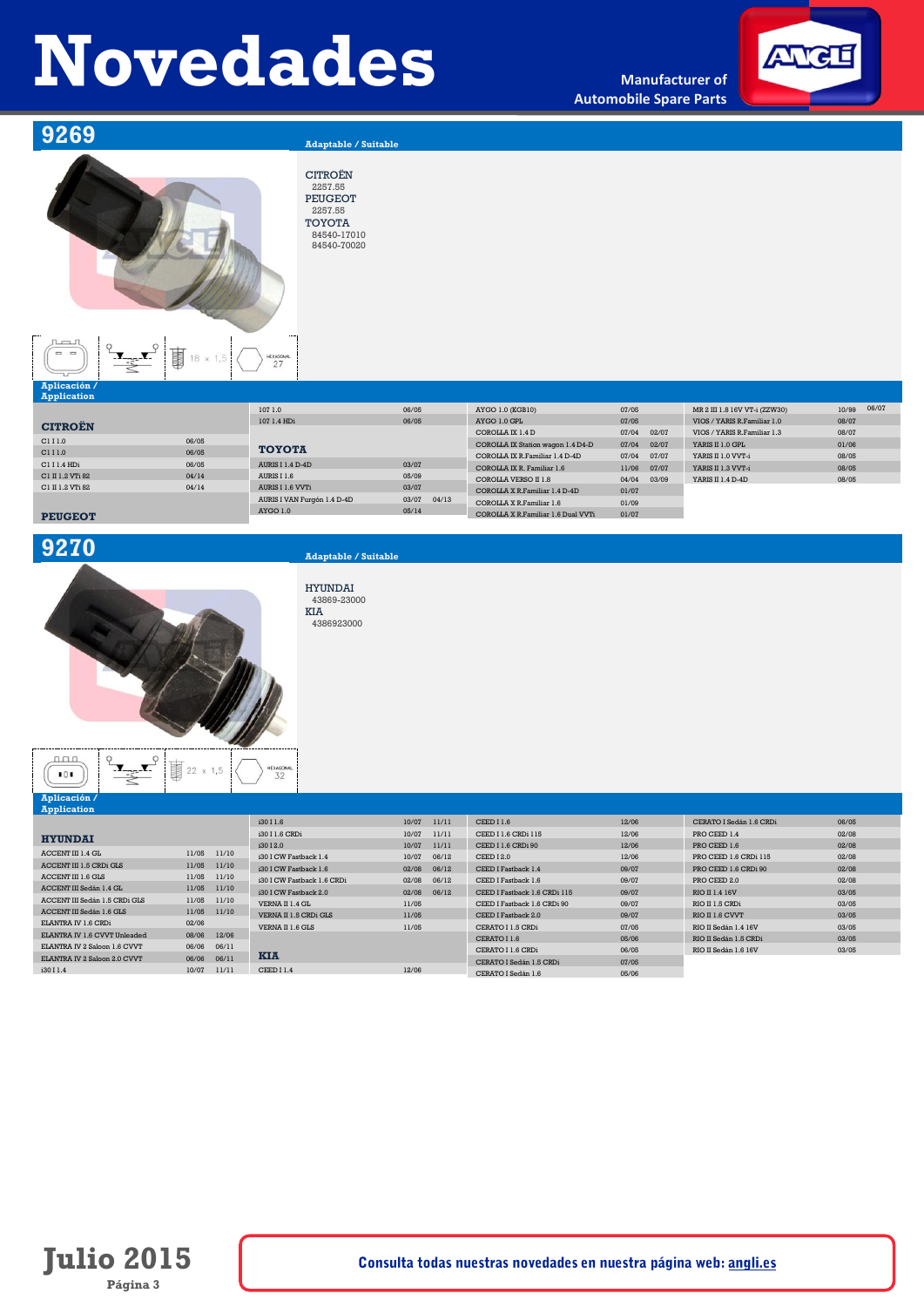# Novedades

Manufacturer of Automobile Spare Parts

## 9269

**Adaptable / Suitable**

CITROËN
2257.55
PEUGEOT
2257.55
TOYOTA
84540-17010
84540-70020

18 x 1,5 — HEXAGONAL 27

**Aplicación / Application**

**CITROËN**

| Modelo | Desde | Hasta |
|---|---|---|
| C1 I 1.0 | 06/05 | |
| C1 I 1.0 | 06/05 | |
| C1 I 1.4 HDi | 06/05 | |
| C1 II 1.2 VTi 82 | 04/14 | |
| C1 II 1.2 VTi 82 | 04/14 | |

**PEUGEOT**

| Modelo | Desde | Hasta |
|---|---|---|
| 107 1.0 | 06/05 | |
| 107 1.4 HDi | 06/05 | |

**TOYOTA**

| Modelo | Desde | Hasta |
|---|---|---|
| AURIS I 1.4 D-4D | 03/07 | |
| AURIS I 1.6 | 05/09 | |
| AURIS I 1.6 VVTi | 03/07 | |
| AURIS I VAN Furgón 1.4 D-4D | 03/07 | 04/13 |
| AYGO 1.0 | 05/14 | |
| AYGO 1.0 (KGB10) | 07/05 | |
| AYGO 1.0 GPL | 07/05 | |
| COROLLA IX 1.4 D | 07/04 | 02/07 |
| COROLLA IX Station wagon 1.4 D4-D | 07/04 | 02/07 |
| COROLLA IX R.Familiar 1.4 D-4D | 07/04 | 07/07 |
| COROLLA IX R. Familiar 1.6 | 11/06 | 07/07 |
| COROLLA VERSO II 1.8 | 04/04 | 03/09 |
| COROLLA X R.Familiar 1.4 D-4D | 01/07 | |
| COROLLA X R.Familiar 1.6 | 01/09 | |
| COROLLA X R.Familiar 1.6 Dual VVTi | 01/07 | |
| MR 2 III 1.8 16V VT-i (ZZW30) | 10/99 | 06/07 |
| VIOS / YARIS R.Familiar 1.0 | 08/07 | |
| VIOS / YARIS R.Familiar 1.3 | 08/07 | |
| YARIS II 1.0 GPL | 01/06 | |
| YARIS II 1.0 VVT-i | 08/05 | |
| YARIS II 1.3 VVT-i | 08/05 | |
| YARIS II 1.4 D-4D | 08/05 | |

## 9270

**Adaptable / Suitable**

HYUNDAI
43869-23000
KIA
4386923000

22 x 1,5 — HEXAGONAL 32

**Aplicación / Application**

**HYUNDAI**

| Modelo | Desde | Hasta |
|---|---|---|
| ACCENT III 1.4 GL | 11/05 | 11/10 |
| ACCENT III 1.5 CRDi GLS | 11/05 | 11/10 |
| ACCENT III 1.6 GLS | 11/05 | 11/10 |
| ACCENT III Sedán 1.4 GL | 11/05 | 11/10 |
| ACCENT III Sedán 1.5 CRDi GLS | 11/05 | 11/10 |
| ACCENT III Sedán 1.6 GLS | 11/05 | 11/10 |
| ELANTRA IV 1.6 CRDi | 02/06 | |
| ELANTRA IV 1.6 CVVT Unleaded | 08/06 | 12/06 |
| ELANTRA IV 2 Saloon 1.6 CVVT | 06/06 | 06/11 |
| ELANTRA IV 2 Saloon 2.0 CVVT | 06/06 | 06/11 |
| i30 I 1.4 | 10/07 | 11/11 |
| i30 I 1.6 | 10/07 | 11/11 |
| i30 I 1.6 CRDi | 10/07 | 11/11 |
| i30 I 2.0 | 10/07 | 11/11 |
| i30 I CW Fastback 1.4 | 10/07 | 06/12 |
| i30 I CW Fastback 1.6 | 02/08 | 06/12 |
| i30 I CW Fastback 1.6 CRDi | 02/08 | 06/12 |
| i30 I CW Fastback 2.0 | 02/08 | 06/12 |
| VERNA II 1.4 GL | 11/05 | |
| VERNA II 1.5 CRDi GLS | 11/05 | |
| VERNA II 1.6 GLS | 11/05 | |

**KIA**

| Modelo | Desde | Hasta |
|---|---|---|
| CEED I 1.4 | 12/06 | |
| CEED I 1.6 | 12/06 | |
| CEED I 1.6 CRDi 115 | 12/06 | |
| CEED I 1.6 CRDi 90 | 12/06 | |
| CEED I 2.0 | 12/06 | |
| CEED I Fastback 1.4 | 09/07 | |
| CEED I Fastback 1.6 | 09/07 | |
| CEED I Fastback 1.6 CRDi 115 | 09/07 | |
| CEED I Fastback 1.6 CRDi 90 | 09/07 | |
| CEED I Fastback 2.0 | 09/07 | |
| CERATO I 1.5 CRDi | 07/05 | |
| CERATO I 1.6 | 05/06 | |
| CERATO I 1.6 CRDi | 06/05 | |
| CERATO I Sedán 1.5 CRDi | 07/05 | |
| CERATO I Sedán 1.6 | 05/06 | |
| CERATO I Sedán 1.6 CRDi | 06/05 | |
| PRO CEED 1.4 | 02/08 | |
| PRO CEED 1.6 | 02/08 | |
| PRO CEED 1.6 CRDi 115 | 02/08 | |
| PRO CEED 1.6 CRDi 90 | 02/08 | |
| PRO CEED 2.0 | 02/08 | |
| RIO II 1.4 16V | 03/05 | |
| RIO II 1.5 CRDi | 03/05 | |
| RIO II 1.6 CVVT | 03/05 | |
| RIO II Sedán 1.4 16V | 03/05 | |
| RIO II Sedán 1.5 CRDi | 03/05 | |
| RIO II Sedán 1.6 16V | 03/05 | |

Julio 2015

Consulta todas nuestras novedades en nuestra página web: angli.es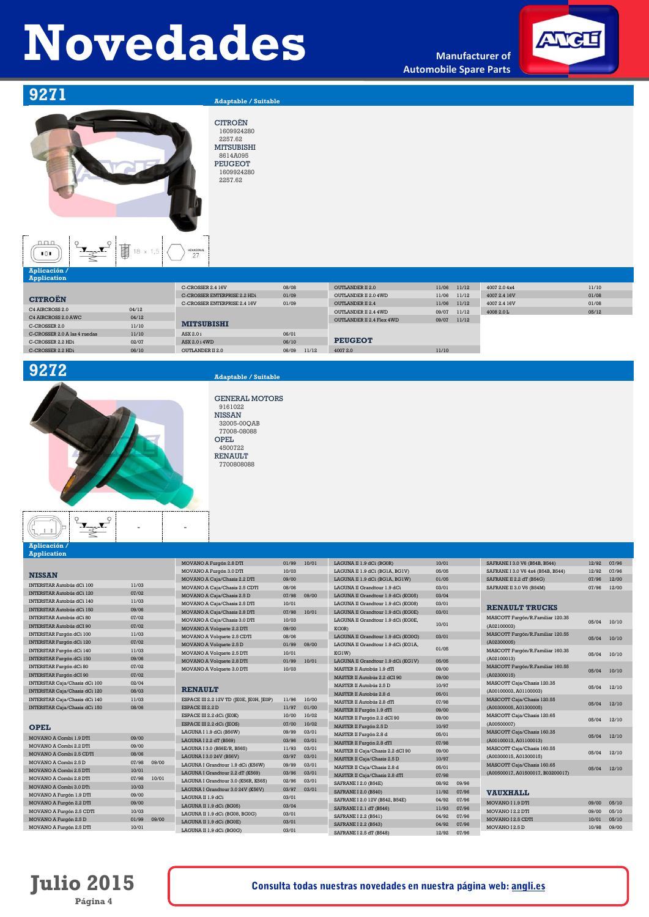# Novedades

Manufacturer of Automobile Spare Parts

## 9271

**Adaptable / Suitable**

CITROËN
1609924280
2257.62
MITSUBISHI
8614A095
PEUGEOT
1609924280
2257.62

18 x 1,5 — HEXAGONAL 27

**Aplicación / Application**

### CITROËN

| Model | From | To |
|---|---|---|
| C4 AIRCROSS 2.0 | 04/12 | |
| C4 AIRCROSS 2.0 AWC | 04/12 | |
| C-CROSSER 2.0 | 11/10 | |
| C-CROSSER 2.0 A las 4 ruedas | 11/10 | |
| C-CROSSER 2.2 HDi | 02/07 | |
| C-CROSSER 2.2 HDi | 06/10 | |
| C-CROSSER 2.4 16V | 08/08 | |
| C-CROSSER ENTERPRISE 2.2 HDi | 01/09 | |
| C-CROSSER ENTERPRISE 2.4 16V | 01/09 | |

### MITSUBISHI

| Model | From | To |
|---|---|---|
| ASX 2.0 i | 06/01 | |
| ASX 2.0 i 4WD | 06/10 | |
| OUTLANDER II 2.0 | 06/09 | 11/12 |
| OUTLANDER II 2.0 | 11/06 | 11/12 |
| OUTLANDER II 2.0 4WD | 11/06 | 11/12 |
| OUTLANDER II 2.4 | 11/06 | 11/12 |
| OUTLANDER II 2.4 4WD | 09/07 | 11/12 |
| OUTLANDER II 2.4 Flex 4WD | 09/07 | 11/12 |

### PEUGEOT

| Model | From | To |
|---|---|---|
| 4007 2.0 | 11/10 | |
| 4007 2.0 4x4 | 11/10 | |
| 4007 2.4 16V | 01/08 | |
| 4007 2.4 16V | 01/08 | |
| 4008 2.0 L | 08/12 | |

## 9272

**Adaptable / Suitable**

GENERAL MOTORS
9161022
NISSAN
32005-00QAB
77008-08088
OPEL
4500722
RENAULT
7700808088

**Aplicación / Application**

### NISSAN

| Model | From | To |
|---|---|---|
| INTERSTAR Autobús dCi 100 | 11/03 | |
| INTERSTAR Autobús dCi 120 | 07/02 | |
| INTERSTAR Autobús dCi 140 | 11/03 | |
| INTERSTAR Autobús dCi 150 | 09/06 | |
| INTERSTAR Autobús dCi 80 | 07/02 | |
| INTERSTAR Autobús dCi 90 | 07/02 | |
| INTERSTAR Furgón dCi 100 | 11/03 | |
| INTERSTAR Furgón dCi 120 | 07/02 | |
| INTERSTAR Furgón dCi 140 | 11/03 | |
| INTERSTAR Furgón dCi 150 | 09/06 | |
| INTERSTAR Furgón dCi 80 | 07/02 | |
| INTERSTAR Furgón dCi 90 | 07/02 | |
| INTERSTAR Caja/Chasis dCi 100 | 02/04 | |
| INTERSTAR Caja/Chasis dCi 120 | 08/03 | |
| INTERSTAR Caja/Chasis dCi 140 | 11/03 | |
| INTERSTAR Caja/Chasis dCi 150 | 08/06 | |

### OPEL

| Model | From | To |
|---|---|---|
| MOVANO A Combi 1.9 DTI | 09/00 | |
| MOVANO A Combi 2.2 DTI | 09/00 | |
| MOVANO A Combi 2.5 CDTI | 08/06 | |
| MOVANO A Combi 2.5 D | 07/98 | 09/00 |
| MOVANO A Combi 2.5 DTI | 10/01 | |
| MOVANO A Combi 2.8 DTI | 07/98 | 10/01 |
| MOVANO A Combi 3.0 DTi | 10/03 | |
| MOVANO A Furgón 1.9 DTI | 09/00 | |
| MOVANO A Furgón 2.2 DTI | 09/00 | |
| MOVANO A Furgón 2.5 CDTI | 10/03 | |
| MOVANO A Furgón 2.5 D | 01/99 | 09/00 |
| MOVANO A Furgón 2.5 DTI | 10/01 | |
| MOVANO A Furgón 2.8 DTI | 01/99 | 10/01 |
| MOVANO A Furgón 3.0 DTI | 10/03 | |
| MOVANO A Caja/Chasis 2.2 DTI | 09/00 | |
| MOVANO A Caja/Chasis 2.5 CDTI | 08/06 | |
| MOVANO A Caja/Chasis 2.5 D | 07/98 | 09/00 |
| MOVANO A Caja/Chasis 2.5 DTI | 10/01 | |
| MOVANO A Caja/Chasis 2.8 DTI | 07/98 | 10/01 |
| MOVANO A Caja/Chasis 3.0 DTI | 10/03 | |
| MOVANO A Volquete 2.2 DTI | 09/00 | |
| MOVANO A Volquete 2.5 CDTI | 08/06 | |
| MOVANO A Volquete 2.5 D | 01/99 | 09/00 |
| MOVANO A Volquete 2.5 DTI | 10/01 | |
| MOVANO A Volquete 2.8 DTI | 01/99 | 10/01 |
| MOVANO A Volquete 3.0 DTI | 10/03 | |

### RENAULT

| Model | From | To |
|---|---|---|
| ESPACE III 2.2 12V TD (JE0E, JE0H, JE0P) | 11/96 | 10/00 |
| ESPACE III 2.2 D | 11/97 | 01/00 |
| ESPACE III 2.2 dCi (JE0K) | 10/00 | 10/02 |
| ESPACE III 2.2 dCi (JE0S) | 07/00 | 10/02 |
| LAGUNA I 1.9 dCi (B56W) | 09/99 | 03/01 |
| LAGUNA I 2.2 dT (B569) | 03/96 | 03/01 |
| LAGUNA I 3.0 (B56E/R, B565) | 11/93 | 03/01 |
| LAGUNA I 3.0 24V (B56V) | 03/97 | 03/01 |
| LAGUNA I Grandtour 1.9 dCi (K56W) | 09/99 | 03/01 |
| LAGUNA I Grandtour 2.2 dT (K569) | 03/96 | 03/01 |
| LAGUNA I Grandtour 3.0 (K56R, K565) | 02/96 | 03/01 |
| LAGUNA I Grandtour 3.0 24V (K56V) | 03/97 | 03/01 |
| LAGUNA II 1.9 dCi | 03/01 | |
| LAGUNA II 1.9 dCi (BG05) | 03/04 | |
| LAGUNA II 1.9 dCi (BG08, BG0G) | 03/01 | |
| LAGUNA II 1.9 dCi (BG0E) | 03/01 | |
| LAGUNA II 1.9 dCi (BG0G) | 03/01 | |
| LAGUNA II 1.9 dCi (BG0R) | 10/01 | |
| LAGUNA II 1.9 dCi (BG1A, BG1V) | 05/05 | |
| LAGUNA II 1.9 dCi (BG1A, BG1W) | 01/05 | |
| LAGUNA II Grandtour 1.9 dCi | 03/01 | |
| LAGUNA II Grandtour 1.9 dCi (KG05) | 03/04 | |
| LAGUNA II Grandtour 1.9 dCi (KG08) | 03/01 | |
| LAGUNA II Grandtour 1.9 dCi (KG0E) | 03/01 | |
| LAGUNA II Grandtour 1.9 dCi (KG0E, KG0R) | 10/01 | |
| LAGUNA II Grandtour 1.9 dCi (KG0G) | 03/01 | |
| LAGUNA II Grandtour 1.9 dCi (KG1A, KG1W) | 01/05 | |
| LAGUNA II Grandtour 1.9 dCi (KG1V) | 05/05 | |
| MASTER II Autobús 1.9 dTI | 09/00 | |
| MASTER II Autobús 2.2 dCI 90 | 09/00 | |
| MASTER II Autobús 2.5 D | 10/97 | |
| MASTER II Autobús 2.8 d | 05/01 | |
| MASTER II Autobús 2.8 dTI | 07/98 | |
| MASTER II Furgón 1.9 dTI | 09/00 | |
| MASTER II Furgón 2.2 dCI 90 | 09/00 | |
| MASTER II Furgón 2.5 D | 10/97 | |
| MASTER II Furgón 2.8 d | 05/01 | |
| MASTER II Furgón 2.8 dTI | 07/98 | |
| MASTER II Caja/Chasis 2.2 dCI 90 | 09/00 | |
| MASTER II Caja/Chasis 2.5 D | 10/97 | |
| MASTER II Caja/Chasis 2.8 d | 05/01 | |
| MASTER II Caja/Chasis 2.8 dTI | 07/98 | |
| SAFRANE I 2.0 (B54E) | 08/92 | 09/96 |
| SAFRANE I 2.0 (B540) | 11/92 | 07/96 |
| SAFRANE I 2.0 12V (B542, B54E) | 04/92 | 07/96 |
| SAFRANE I 2.1 dT (B546) | 11/93 | 07/96 |
| SAFRANE I 2.2 (B541) | 04/92 | 07/96 |
| SAFRANE I 2.2 (B543) | 04/92 | 07/96 |
| SAFRANE I 2.5 dT (B548) | 12/92 | 07/96 |
| SAFRANE I 3.0 V6 (B54B, B544) | 12/92 | 07/96 |
| SAFRANE I 3.0 V6 4x4 (B54B, B544) | 12/92 | 07/96 |
| SAFRANE II 2.2 dT (B54G) | 07/96 | 12/00 |
| SAFRANE II 3.0 V6 (B54M) | 07/96 | 12/00 |

### RENAULT TRUCKS

| Model | From | To |
|---|---|---|
| MASCOTT Furgón/R.Familiar 120.35 (A02100003) | 05/04 | 10/10 |
| MASCOTT Furgón/R.Familiar 120.55 (A02300005) | 05/04 | 10/10 |
| MASCOTT Furgón/R.Familiar 160.35 (A02100013) | 05/04 | 10/10 |
| MASCOTT Furgón/R.Familiar 160.55 (A02300015) | 05/04 | 10/10 |
| MASCOTT Caja/Chasis 120.35 (A00100003, A01100003) | 05/04 | 12/10 |
| MASCOTT Caja/Chasis 120.55 (A00300005, A01300005) | 05/04 | 12/10 |
| MASCOTT Caja/Chasis 120.65 (A00500007) | 05/04 | 12/10 |
| MASCOTT Caja/Chasis 160.35 (A00100013, A01100013) | 05/04 | 12/10 |
| MASCOTT Caja/Chasis 160.55 (A00300015, A01300015) | 05/04 | 12/10 |
| MASCOTT Caja/Chasis 160.65 (A00500017, A01500017, B03200017) | 05/04 | 12/10 |

### VAUXHALL

| Model | From | To |
|---|---|---|
| MOVANO I 1.9 DTI | 09/00 | 05/10 |
| MOVANO I 2.2 DTI | 09/00 | 05/10 |
| MOVANO I 2.5 CDTI | 10/01 | 05/10 |
| MOVANO I 2.5 D | 10/98 | 09/00 |

**Julio 2015**

Consulta todas nuestras novedades en nuestra página web: angli.es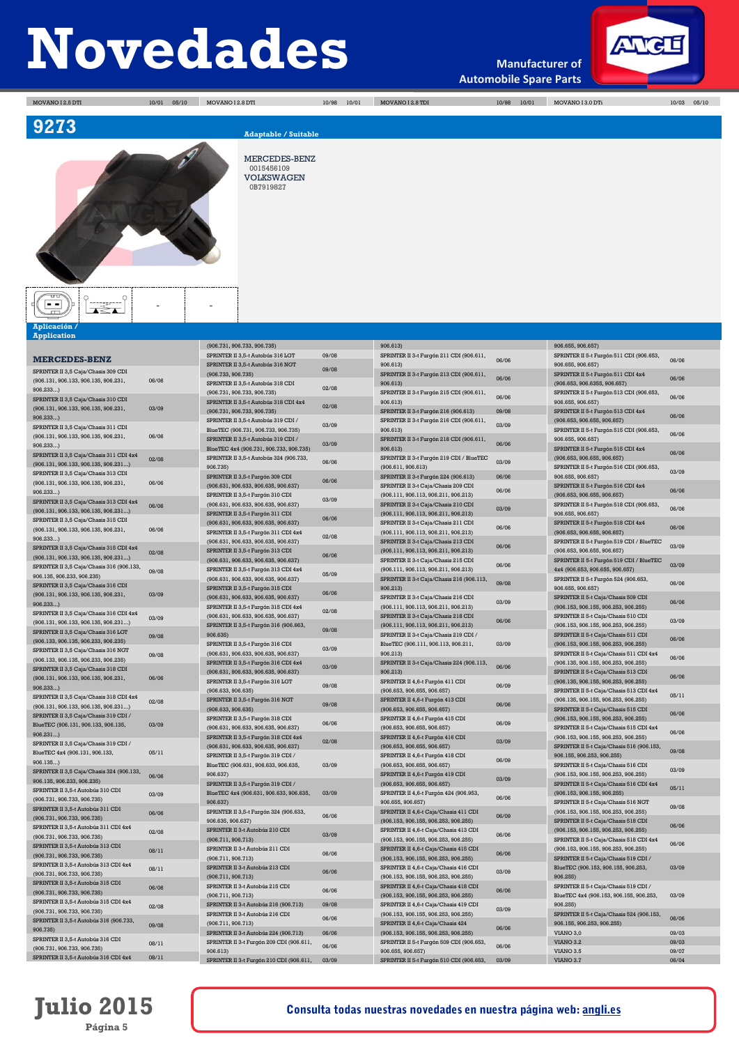# Novedades

Manufacturer of Automobile Spare Parts

| | | | | | | | | | | | |
|---|---|---|---|---|---|---|---|---|---|---|---|
| MOVANO I 2.5 DTI | 10/01 | 08/10 | MOVANO I 2.8 DTI | 10/98 | 10/01 | MOVANO I 2.8 TDI | 10/98 | 10/01 | MOVANO I 3.0 DTi | 10/03 | 08/10 |

## 9273

**Adaptable / Suitable**

MERCEDES-BENZ
0015456109
VOLKSWAGEN
0B7919827

- -

**Aplicación / Application**

### MERCEDES-BENZ

| Modelo | Desde |
|---|---|
| SPRINTER II 3,5 Caja/Chasis 309 CDI (906.131, 906.133, 906.135, 906.231, 906.233...) | 06/06 |
| SPRINTER II 3,5 Caja/Chasis 310 CDI (906.131, 906.133, 906.135, 906.231, 906.233...) | 03/09 |
| SPRINTER II 3,5 Caja/Chasis 311 CDI (906.131, 906.133, 906.135, 906.231, 906.233...) | 06/06 |
| SPRINTER II 3,5 Caja/Chasis 311 CDI 4x4 (906.131, 906.133, 906.135, 906.231...) | 02/08 |
| SPRINTER II 3,5 Caja/Chasis 313 CDI (906.131, 906.133, 906.135, 906.231, 906.233...) | 06/06 |
| SPRINTER II 3,5 Caja/Chasis 313 CDI 4x4 (906.131, 906.133, 906.135, 906.231...) | 06/06 |
| SPRINTER II 3,5 Caja/Chasis 315 CDI (906.131, 906.133, 906.135, 906.231, 906.233...) | 06/06 |
| SPRINTER II 3,5 Caja/Chasis 315 CDI 4x4 (906.131, 906.133, 906.135, 906.231...) | 02/08 |
| SPRINTER II 3,5 Caja/Chasis 316 (906.133, 906.135, 906.233, 906.235) | 09/08 |
| SPRINTER II 3,5 Caja/Chasis 316 CDI (906.131, 906.133, 906.135, 906.231, 906.233...) | 03/09 |
| SPRINTER II 3,5 Caja/Chasis 316 CDI 4x4 (906.131, 906.133, 906.135, 906.231...) | 03/09 |
| SPRINTER II 3,5 Caja/Chasis 316 LGT (906.133, 906.135, 906.233, 906.235) | 09/08 |
| SPRINTER II 3,5 Caja/Chasis 316 NGT (906.133, 906.135, 906.233, 906.235) | 09/08 |
| SPRINTER II 3,5 Caja/Chasis 318 CDI (906.131, 906.133, 906.135, 906.231, 906.233...) | 06/06 |
| SPRINTER II 3,5 Caja/Chasis 318 CDI 4x4 (906.131, 906.133, 906.135, 906.231...) | 02/08 |
| SPRINTER II 3,5 Caja/Chasis 319 CDI / BlueTEC (906.131, 906.133, 906.135, 906.231...) | 03/09 |
| SPRINTER II 3,5 Caja/Chasis 319 CDI / BlueTEC 4x4 (906.131, 906.133, 906.135...) | 05/11 |
| SPRINTER II 3,5 Caja/Chasis 324 (906.133, 906.135, 906.233, 906.235) | 06/06 |
| SPRINTER II 3,5-t Autobús 310 CDI (906.731, 906.733, 906.735) | 03/09 |
| SPRINTER II 3,5-t Autobús 311 CDI (906.731, 906.733, 906.735) | 06/06 |
| SPRINTER II 3,5-t Autobús 311 CDI 4x4 (906.731, 906.733, 906.735) | 02/08 |
| SPRINTER II 3,5-t Autobús 313 CDI (906.731, 906.733, 906.735) | 08/11 |
| SPRINTER II 3,5-t Autobús 313 CDI 4x4 (906.731, 906.733, 906.735) | 08/11 |
| SPRINTER II 3,5-t Autobús 315 CDI (906.731, 906.733, 906.735) | 06/06 |
| SPRINTER II 3,5-t Autobús 315 CDI 4x4 (906.731, 906.733, 906.735) | 02/08 |
| SPRINTER II 3,5-t Autobús 316 (906.733, 906.735) | 09/08 |
| SPRINTER II 3,5-t Autobús 316 CDI (906.731, 906.733, 906.735) | 08/11 |
| SPRINTER II 3,5-t Autobús 316 CDI 4x4 (906.731, 906.733, 906.735) | 08/11 |
| SPRINTER II 3,5-t Autobús 316 LGT (906.733, 906.735) | 09/08 |
| SPRINTER II 3,5-t Autobús 316 NGT (906.733, 906.735) | 09/08 |
| SPRINTER II 3,5-t Autobús 318 CDI (906.731, 906.733, 906.735) | 02/08 |
| SPRINTER II 3,5-t Autobús 318 CDI 4x4 (906.731, 906.733, 906.735) | 02/08 |
| SPRINTER II 3,5-t Autobús 319 CDI / BlueTEC (906.731, 906.733, 906.735) | 03/09 |
| SPRINTER II 3,5-t Autobús 319 CDI / BlueTEC 4x4 (906.731, 906.733, 906.735) | 03/09 |
| SPRINTER II 3,5-t Autobús 324 (906.733, 906.735) | 06/06 |
| SPRINTER II 3,5-t Furgón 309 CDI (906.631, 906.633, 906.635, 906.637) | 06/06 |
| SPRINTER II 3,5-t Furgón 310 CDI (906.631, 906.633, 906.635, 906.637) | 03/09 |
| SPRINTER II 3,5-t Furgón 311 CDI (906.631, 906.633, 906.635, 906.637) | 06/06 |
| SPRINTER II 3,5-t Furgón 311 CDI 4x4 (906.631, 906.633, 906.635, 906.637) | 02/08 |
| SPRINTER II 3,5-t Furgón 313 CDI (906.631, 906.633, 906.635, 906.637) | 06/06 |
| SPRINTER II 3,5-t Furgón 313 CDI 4x4 (906.631, 906.633, 906.635, 906.637) | 05/09 |
| SPRINTER II 3,5-t Furgón 315 CDI (906.631, 906.633, 906.635, 906.637) | 06/06 |
| SPRINTER II 3,5-t Furgón 315 CDI 4x4 (906.631, 906.633, 906.635, 906.637) | 02/08 |
| SPRINTER II 3,5-t Furgón 316 (906.633, 906.635) | 09/08 |
| SPRINTER II 3,5-t Furgón 316 CDI (906.631, 906.633, 906.635, 906.637) | 03/09 |
| SPRINTER II 3,5-t Furgón 316 CDI 4x4 (906.631, 906.633, 906.635, 906.637) | 03/09 |
| SPRINTER II 3,5-t Furgón 316 LGT (906.633, 906.635) | 09/08 |
| SPRINTER II 3,5-t Furgón 316 NGT (906.633, 906.635) | 09/08 |
| SPRINTER II 3,5-t Furgón 318 CDI (906.631, 906.633, 906.635, 906.637) | 06/06 |
| SPRINTER II 3,5-t Furgón 318 CDI 4x4 (906.631, 906.633, 906.635, 906.637) | 02/08 |
| SPRINTER II 3,5-t Furgón 319 CDI / BlueTEC (906.631, 906.633, 906.635, 906.637) | 03/09 |
| SPRINTER II 3,5-t Furgón 319 CDI / BlueTEC 4x4 (906.631, 906.633, 906.635, 906.637) | 03/09 |
| SPRINTER II 3,5-t Furgón 324 (906.633, 906.635, 906.637) | 06/06 |
| SPRINTER II 3-t Autobús 210 CDI (906.711, 906.713) | 03/09 |
| SPRINTER II 3-t Autobús 211 CDI (906.711, 906.713) | 06/06 |
| SPRINTER II 3-t Autobús 213 CDI (906.711, 906.713) | 06/06 |
| SPRINTER II 3-t Autobús 215 CDI (906.711, 906.713) | 06/06 |
| SPRINTER II 3-t Autobús 216 (906.713) | 09/08 |
| SPRINTER II 3-t Autobús 216 CDI (906.711, 906.713) | 06/06 |
| SPRINTER II 3-t Autobús 224 (906.713) | 06/06 |
| SPRINTER II 3-t Furgón 209 CDI (906.611, 906.613) | 06/06 |
| SPRINTER II 3-t Furgón 210 CDI (906.611, 906.613) | 03/09 |
| SPRINTER II 3-t Furgón 211 CDI (906.611, 906.613) | 06/06 |
| SPRINTER II 3-t Furgón 213 CDI (906.611, 906.613) | 06/06 |
| SPRINTER II 3-t Furgón 215 CDI (906.611, 906.613) | 06/06 |
| SPRINTER II 3-t Furgón 216 (906.613) | 09/08 |
| SPRINTER II 3-t Furgón 216 CDI (906.611, 906.613) | 03/09 |
| SPRINTER II 3-t Furgón 218 CDI (906.611, 906.613) | 06/06 |
| SPRINTER II 3-t Furgón 219 CDI / BlueTEC (906.611, 906.613) | 03/09 |
| SPRINTER II 3-t Furgón 224 (906.613) | 06/06 |
| SPRINTER II 3-t Caja/Chasis 209 CDI (906.111, 906.113, 906.211, 906.213) | 06/06 |
| SPRINTER II 3-t Caja/Chasis 210 CDI (906.111, 906.113, 906.211, 906.213) | 03/09 |
| SPRINTER II 3-t Caja/Chasis 211 CDI (906.111, 906.113, 906.211, 906.213) | 06/06 |
| SPRINTER II 3-t Caja/Chasis 213 CDI (906.111, 906.113, 906.211, 906.213) | 06/06 |
| SPRINTER II 3-t Caja/Chasis 215 CDI (906.111, 906.113, 906.211, 906.213) | 06/06 |
| SPRINTER II 3-t Caja/Chasis 216 (906.113, 906.213) | 09/08 |
| SPRINTER II 3-t Caja/Chasis 216 CDI (906.111, 906.113, 906.211, 906.213) | 03/09 |
| SPRINTER II 3-t Caja/Chasis 218 CDI (906.111, 906.113, 906.211, 906.213) | 06/06 |
| SPRINTER II 3-t Caja/Chasis 219 CDI / BlueTEC (906.111, 906.113, 906.211, 906.213) | 03/09 |
| SPRINTER II 3-t Caja/Chasis 224 (906.113, 906.213) | 06/06 |
| SPRINTER II 4,6-t Furgón 411 CDI (906.653, 906.655, 906.657) | 06/09 |
| SPRINTER II 4,6-t Furgón 413 CDI (906.653, 906.655, 906.657) | 06/06 |
| SPRINTER II 4,6-t Furgón 415 CDI (906.653, 906.655, 906.657) | 06/09 |
| SPRINTER II 4,6-t Furgón 416 CDI (906.653, 906.655, 906.657) | 03/09 |
| SPRINTER II 4,6-t Furgón 418 CDI (906.653, 906.655, 906.657) | 06/09 |
| SPRINTER II 4,6-t Furgón 419 CDI (906.653, 906.655, 906.657) | 03/09 |
| SPRINTER II 4,6-t Furgón 424 (906.653, 906.655, 906.657) | 06/06 |
| SPRINTER II 4,6-t Caja/Chasis 411 CDI (906.153, 906.155, 906.253, 906.255) | 06/09 |
| SPRINTER II 4,6-t Caja/Chasis 413 CDI (906.153, 906.155, 906.253, 906.255) | 06/06 |
| SPRINTER II 4,6-t Caja/Chasis 415 CDI (906.153, 906.155, 906.253, 906.255) | 06/06 |
| SPRINTER II 4,6-t Caja/Chasis 416 CDI (906.153, 906.155, 906.253, 906.255) | 03/09 |
| SPRINTER II 4,6-t Caja/Chasis 418 CDI (906.153, 906.155, 906.253, 906.255) | 06/06 |
| SPRINTER II 4,6-t Caja/Chasis 419 CDI (906.153, 906.155, 906.253, 906.255) | 03/09 |
| SPRINTER II 4,6-t Caja/Chasis 424 (906.153, 906.155, 906.253, 906.255) | 06/06 |
| SPRINTER II 5-t Furgón 509 CDI (906.653, 906.655, 906.657) | 06/06 |
| SPRINTER II 5-t Furgón 510 CDI (906.653, 906.655, 906.657) | 03/09 |
| SPRINTER II 5-t Furgón 511 CDI (906.653, 906.655, 906.657) | 06/06 |
| SPRINTER II 5-t Furgón 511 CDI 4x4 (906.653, 906.6355, 906.657) | 06/06 |
| SPRINTER II 5-t Furgón 513 CDI (906.653, 906.655, 906.657) | 06/06 |
| SPRINTER II 5-t Furgón 513 CDI 4x4 (906.653, 906.655, 906.657) | 06/06 |
| SPRINTER II 5-t Furgón 515 CDI (906.653, 906.655, 906.657) | 06/06 |
| SPRINTER II 5-t Furgón 515 CDI 4x4 (906.653, 906.655, 906.657) | 06/06 |
| SPRINTER II 5-t Furgón 516 CDI (906.653, 906.655, 906.657) | 03/09 |
| SPRINTER II 5-t Furgón 516 CDI 4x4 (906.653, 906.655, 906.657) | 06/06 |
| SPRINTER II 5-t Furgón 518 CDI (906.653, 906.655, 906.657) | 06/06 |
| SPRINTER II 5-t Furgón 518 CDI 4x4 (906.653, 906.655, 906.657) | 06/06 |
| SPRINTER II 5-t Furgón 519 CDI / BlueTEC (906.653, 906.655, 906.657) | 03/09 |
| SPRINTER II 5-t Furgón 519 CDI / BlueTEC 4x4 (906.653, 906.655, 906.657) | 03/09 |
| SPRINTER II 5-t Furgón 524 (906.653, 906.655, 906.657) | 06/06 |
| SPRINTER II 5-t Caja/Chasis 509 CDI (906.153, 906.155, 906.253, 906.255) | 06/06 |
| SPRINTER II 5-t Caja/Chasis 510 CDI (906.153, 906.155, 906.253, 906.255) | 03/09 |
| SPRINTER II 5-t Caja/Chasis 511 CDI (906.153, 906.155, 906.253, 906.255) | 06/06 |
| SPRINTER II 5-t Caja/Chasis 511 CDI 4x4 (906.135, 906.155, 906.253, 906.255) | 06/06 |
| SPRINTER II 5-t Caja/Chasis 513 CDI (906.135, 906.155, 906.253, 906.255) | 06/06 |
| SPRINTER II 5-t Caja/Chasis 513 CDI 4x4 (906.135, 906.155, 906.253, 906.255) | 05/11 |
| SPRINTER II 5-t Caja/Chasis 515 CDI (906.153, 906.155, 906.253, 906.255) | 06/06 |
| SPRINTER II 5-t Caja/Chasis 515 CDI 4x4 (906.153, 906.155, 906.253, 906.255) | 06/06 |
| SPRINTER II 5-t Caja/Chasis 516 (906.153, 906.155, 906.253, 906.255) | 09/08 |
| SPRINTER II 5-t Caja/Chasis 516 CDI (906.153, 906.155, 906.253, 906.255) | 03/09 |
| SPRINTER II 5-t Caja/Chasis 516 CDI 4x4 (906.153, 906.155, 906.255) | 05/11 |
| SPRINTER II 5-t Caja/Chasis 516 NGT (906.153, 906.155, 906.253, 906.255) | 09/08 |
| SPRINTER II 5-t Caja/Chasis 518 CDI (906.153, 906.155, 906.253, 906.255) | 06/06 |
| SPRINTER II 5-t Caja/Chasis 518 CDI 4x4 (906.153, 906.155, 906.253, 906.255) | 06/06 |
| SPRINTER II 5-t Caja/Chasis 519 CDI / BlueTEC (906.153, 906.155, 906.253, 906.255) | 03/09 |
| SPRINTER II 5-t Caja/Chasis 519 CDI / BlueTEC 4x4 (906.153, 906.155, 906.253, 906.255) | 03/09 |
| SPRINTER II 5-t Caja/Chasis 524 (906.153, 906.155, 906.253, 906.255) | 06/06 |
| VIANO 3,0 | 09/03 |
| VIANO 3.2 | 09/03 |
| VIANO 3.5 | 09/07 |
| VIANO 3.7 | 06/04 |

**Julio 2015**

Página 5

Consulta todas nuestras novedades en nuestra página web: anglі.es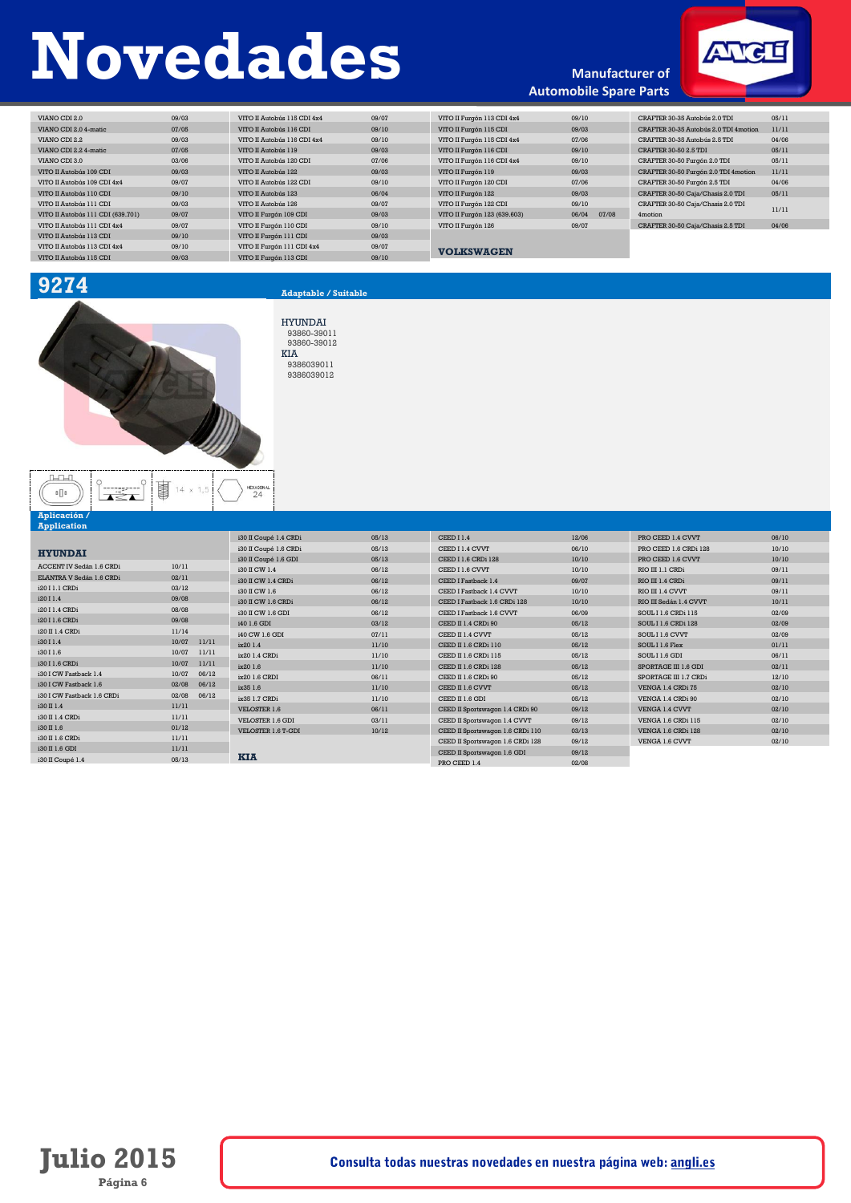# Novedades

Manufacturer of Automobile Spare Parts

| | |
|---|---|
| VIANO CDI 2.0 | 09/03 |
| VIANO CDI 2.0 4-matic | 07/05 |
| VIANO CDI 2.2 | 09/03 |
| VIANO CDI 2.2 4-matic | 07/05 |
| VIANO CDI 3.0 | 03/06 |
| VITO II Autobús 109 CDI | 09/03 |
| VITO II Autobús 109 CDI 4x4 | 09/07 |
| VITO II Autobús 110 CDI | 09/10 |
| VITO II Autobús 111 CDI | 09/03 |
| VITO II Autobús 111 CDI (639.701) | 09/07 |
| VITO II Autobús 111 CDI 4x4 | 09/07 |
| VITO II Autobús 113 CDI | 09/10 |
| VITO II Autobús 113 CDI 4x4 | 09/10 |
| VITO II Autobús 115 CDI | 09/03 |
| VITO II Autobús 115 CDI 4x4 | 09/07 |
| VITO II Autobús 116 CDI | 09/10 |
| VITO II Autobús 116 CDI 4x4 | 09/10 |
| VITO II Autobús 119 | 09/03 |
| VITO II Autobús 120 CDI | 07/06 |
| VITO II Autobús 122 | 09/03 |
| VITO II Autobús 122 CDI | 09/10 |
| VITO II Autobús 123 | 06/04 |
| VITO II Autobús 126 | 09/07 |
| VITO II Furgón 109 CDI | 09/03 |
| VITO II Furgón 110 CDI | 09/10 |
| VITO II Furgón 111 CDI | 09/03 |
| VITO II Furgón 111 CDI 4x4 | 09/07 |
| VITO II Furgón 113 CDI | 09/10 |
| VITO II Furgón 113 CDI 4x4 | 09/10 |
| VITO II Furgón 115 CDI | 09/03 |
| VITO II Furgón 115 CDI 4x4 | 07/06 |
| VITO II Furgón 116 CDI | 09/10 |
| VITO II Furgón 116 CDI 4x4 | 09/10 |
| VITO II Furgón 119 | 09/03 |
| VITO II Furgón 120 CDI | 07/06 |
| VITO II Furgón 122 | 09/03 |
| VITO II Furgón 122 CDI | 09/10 |
| VITO II Furgón 123 (639.603) | 06/04 07/08 |
| VITO II Furgón 126 | 09/07 |

**VOLKSWAGEN**

| | |
|---|---|
| CRAFTER 30-35 Autobús 2.0 TDI | 05/11 |
| CRAFTER 30-35 Autobús 2.0 TDI 4motion | 11/11 |
| CRAFTER 30-35 Autobús 2.5 TDI | 04/06 |
| CRAFTER 30-50 2.5 TDI | 05/11 |
| CRAFTER 30-50 Furgón 2.0 TDI | 05/11 |
| CRAFTER 30-50 Furgón 2.0 TDI 4motion | 11/11 |
| CRAFTER 30-50 Furgón 2.5 TDI | 04/06 |
| CRAFTER 30-50 Caja/Chasis 2.0 TDI | 05/11 |
| CRAFTER 30-50 Caja/Chasis 2.0 TDI 4motion | 11/11 |
| CRAFTER 30-50 Caja/Chasis 2.5 TDI | 04/06 |

## 9274

**Adaptable / Suitable**

HYUNDAI
93860-39011
93860-39012

KIA
9386039011
9386039012

14 x 1,5 — HEXAGONAL 24

## Aplicación / Application

**HYUNDAI**

| | | |
|---|---|---|
| ACCENT IV Sedán 1.6 CRDi | 10/11 | |
| ELANTRA V Sedán 1.6 CRDi | 02/11 | |
| i20 I 1.1 CRDi | 03/12 | |
| i20 I 1.4 | 09/08 | |
| i20 I 1.4 CRDi | 08/08 | |
| i20 I 1.6 CRDi | 09/08 | |
| i20 II 1.4 CRDi | 11/14 | |
| i30 I 1.4 | 10/07 | 11/11 |
| i30 I 1.6 | 10/07 | 11/11 |
| i30 I 1.6 CRDi | 10/07 | 11/11 |
| i30 I CW Fastback 1.4 | 10/07 | 06/12 |
| i30 I CW Fastback 1.6 | 02/08 | 06/12 |
| i30 I CW Fastback 1.6 CRDi | 02/08 | 06/12 |
| i30 II 1.4 | 11/11 | |
| i30 II 1.4 CRDi | 11/11 | |
| i30 II 1.6 | 01/12 | |
| i30 II 1.6 CRDi | 11/11 | |
| i30 II 1.6 GDI | 11/11 | |
| i30 II Coupé 1.4 | 05/13 | |
| i30 II Coupé 1.4 CRDi | 05/13 | |
| i30 II Coupé 1.6 CRDi | 05/13 | |
| i30 II Coupé 1.6 GDI | 05/13 | |
| i30 II CW 1.4 | 06/12 | |
| i30 II CW 1.4 CRDi | 06/12 | |
| i30 II CW 1.6 | 06/12 | |
| i30 II CW 1.6 CRDi | 06/12 | |
| i30 II CW 1.6 GDI | 06/12 | |
| i40 1.6 GDI | 03/12 | |
| i40 CW 1.6 GDI | 07/11 | |
| ix20 1.4 | 11/10 | |
| ix20 1.4 CRDi | 11/10 | |
| ix20 1.6 | 11/10 | |
| ix20 1.6 CRDI | 06/11 | |
| ix35 1.6 | 11/10 | |
| ix35 1.7 CRDi | 11/10 | |
| VELOSTER 1.6 | 06/11 | |
| VELOSTER 1.6 GDI | 03/11 | |
| VELOSTER 1.6 T-GDI | 10/12 | |

**KIA**

| | |
|---|---|
| CEED I 1.4 | 12/06 |
| CEED I 1.4 CVVT | 06/10 |
| CEED I 1.6 CRDi 128 | 10/10 |
| CEED I 1.6 CVVT | 10/10 |
| CEED I Fastback 1.4 | 09/07 |
| CEED I Fastback 1.4 CVVT | 10/10 |
| CEED I Fastback 1.6 CRDi 128 | 10/10 |
| CEED I Fastback 1.6 CVVT | 06/09 |
| CEED II 1.4 CRDi 90 | 05/12 |
| CEED II 1.4 CVVT | 05/12 |
| CEED II 1.6 CRDi 110 | 05/12 |
| CEED II 1.6 CRDi 115 | 05/12 |
| CEED II 1.6 CRDi 128 | 05/12 |
| CEED II 1.6 CRDi 90 | 05/12 |
| CEED II 1.6 CVVT | 05/12 |
| CEED II 1.6 GDI | 05/12 |
| CEED II Sportswagon 1.4 CRDi 90 | 09/12 |
| CEED II Sportswagon 1.4 CVVT | 09/12 |
| CEED II Sportswagon 1.6 CRDi 110 | 03/13 |
| CEED II Sportswagon 1.6 CRDi 128 | 09/12 |
| CEED II Sportswagon 1.6 GDI | 09/12 |
| PRO CEED 1.4 | 02/08 |
| PRO CEED 1.4 CVVT | 06/10 |
| PRO CEED 1.6 CRDi 128 | 10/10 |
| PRO CEED 1.6 CVVT | 10/10 |
| RIO III 1.1 CRDi | 09/11 |
| RIO III 1.4 CRDi | 09/11 |
| RIO III 1.4 CVVT | 09/11 |
| RIO III Sedán 1.4 CVVT | 10/11 |
| SOUL I 1.6 CRDi 115 | 02/09 |
| SOUL I 1.6 CRDi 128 | 02/09 |
| SOUL I 1.6 CVVT | 02/09 |
| SOUL I 1.6 Flex | 01/11 |
| SOUL I 1.6 GDI | 06/11 |
| SPORTAGE III 1.6 GDI | 02/11 |
| SPORTAGE III 1.7 CRDi | 12/10 |
| VENGA 1.4 CRDi 75 | 02/10 |
| VENGA 1.4 CRDi 90 | 02/10 |
| VENGA 1.4 CVVT | 02/10 |
| VENGA 1.6 CRDi 115 | 02/10 |
| VENGA 1.6 CRDi 128 | 02/10 |
| VENGA 1.6 CVVT | 02/10 |

Julio 2015

Consulta todas nuestras novedades en nuestra página web: angli.es